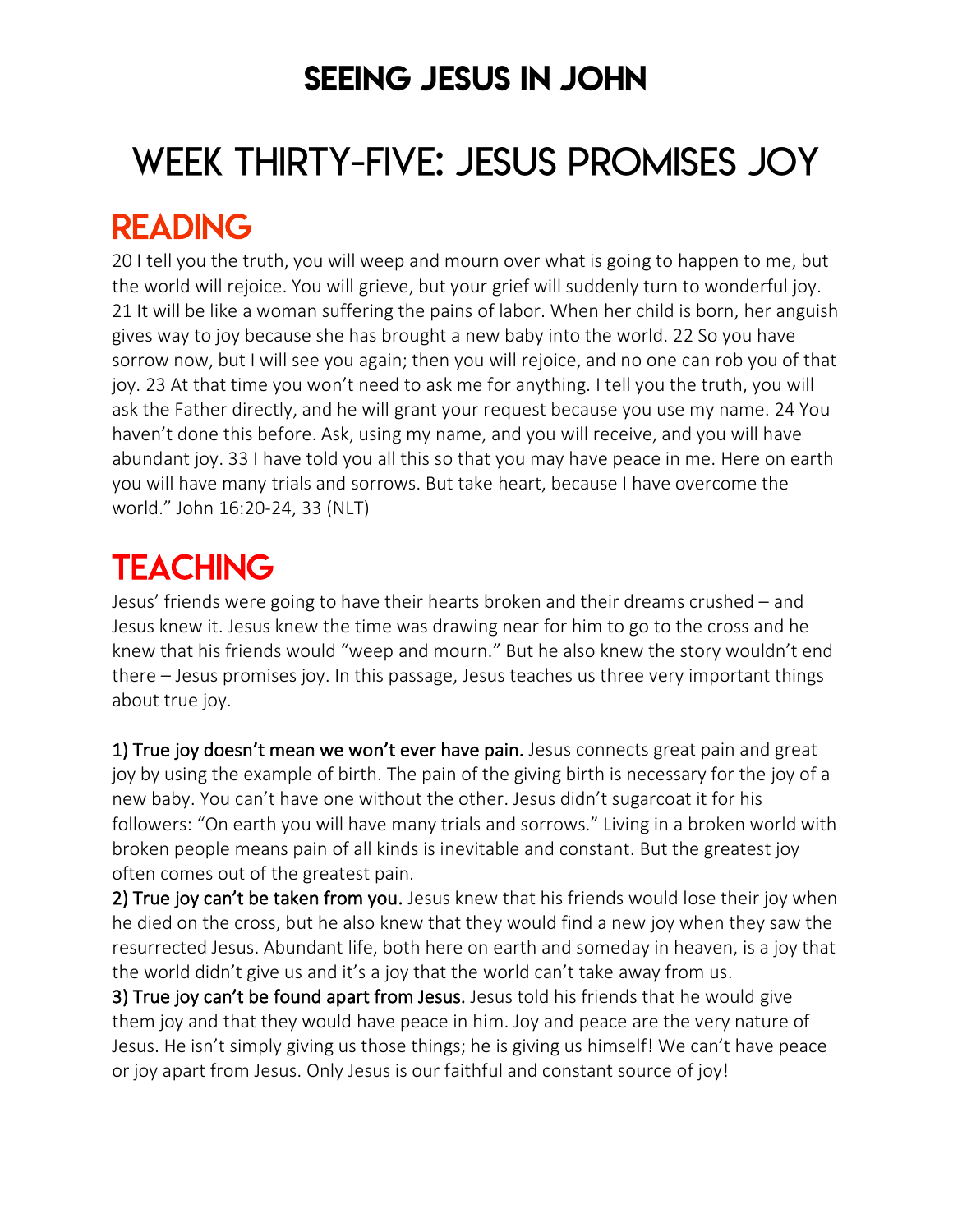# SEEING JESUS IN JOHN

# WEEK THIRTY-FIVE: JESUS PROMISES JOY

## READING

20 I tell you the truth, you will weep and mourn over what is going to happen to me, but the world will rejoice. You will grieve, but your grief will suddenly turn to wonderful joy. 21 It will be like a woman suffering the pains of labor. When her child is born, her anguish gives way to joy because she has brought a new baby into the world. 22 So you have sorrow now, but I will see you again; then you will rejoice, and no one can rob you of that joy. 23 At that time you won't need to ask me for anything. I tell you the truth, you will ask the Father directly, and he will grant your request because you use my name. 24 You haven't done this before. Ask, using my name, and you will receive, and you will have abundant joy. 33 I have told you all this so that you may have peace in me. Here on earth you will have many trials and sorrows. But take heart, because I have overcome the world." John 16:20-24, 33 (NLT)

## TEACHING

Jesus' friends were going to have their hearts broken and their dreams crushed – and Jesus knew it. Jesus knew the time was drawing near for him to go to the cross and he knew that his friends would "weep and mourn." But he also knew the story wouldn't end there – Jesus promises joy. In this passage, Jesus teaches us three very important things about true joy.

**1) True joy doesn't mean we won't ever have pain.** Jesus connects great pain and great joy by using the example of birth. The pain of the giving birth is necessary for the joy of a new baby. You can't have one without the other. Jesus didn't sugarcoat it for his followers: "On earth you will have many trials and sorrows." Living in a broken world with broken people means pain of all kinds is inevitable and constant. But the greatest joy often comes out of the greatest pain.

**2) True joy can't be taken from you.** Jesus knew that his friends would lose their joy when he died on the cross, but he also knew that they would find a new joy when they saw the resurrected Jesus. Abundant life, both here on earth and someday in heaven, is a joy that the world didn't give us and it's a joy that the world can't take away from us.

**3) True joy can't be found apart from Jesus.** Jesus told his friends that he would give them joy and that they would have peace in him. Joy and peace are the very nature of Jesus. He isn't simply giving us those things; he is giving us himself! We can't have peace or joy apart from Jesus. Only Jesus is our faithful and constant source of joy!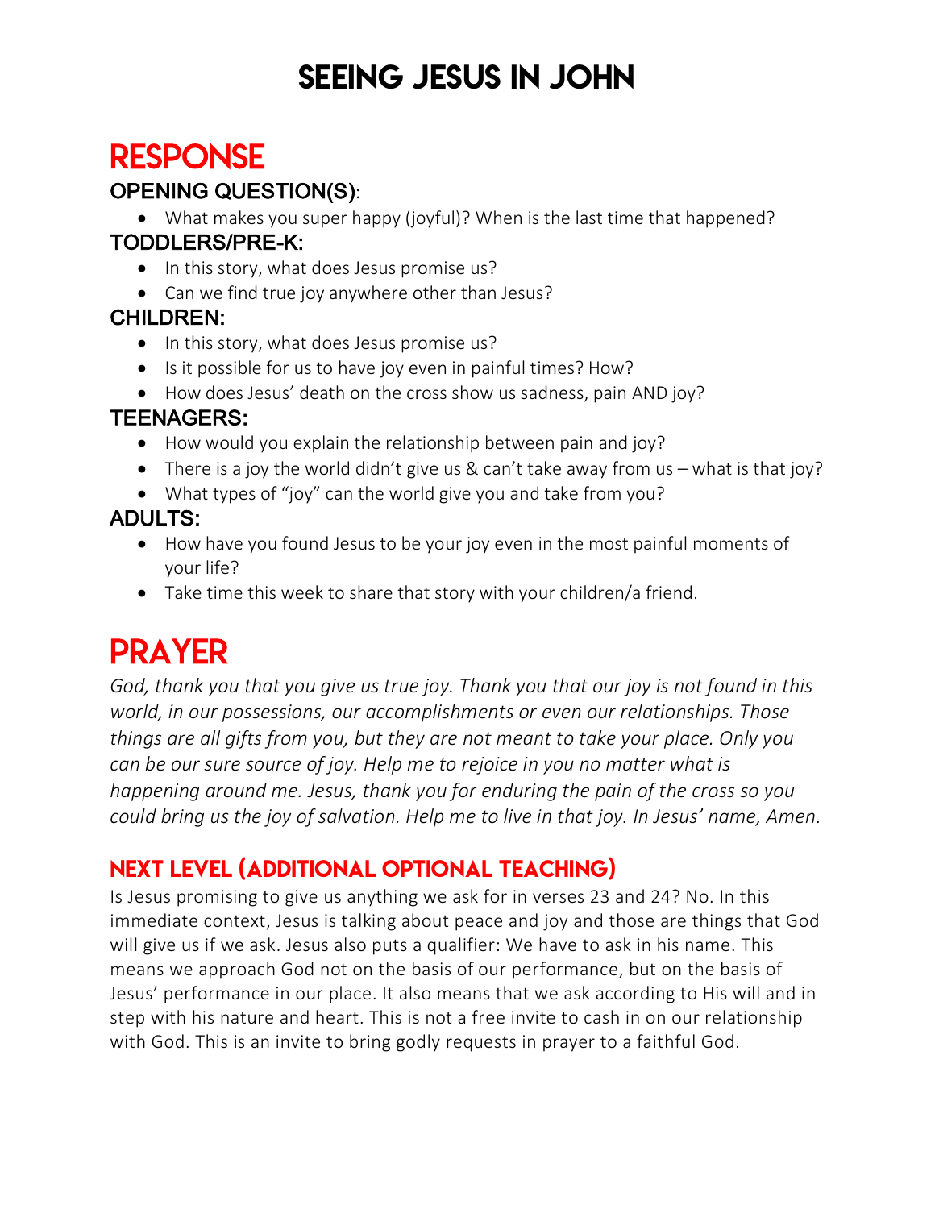# SEEING JESUS IN JOHN

## RESPONSE

### OPENING QUESTION(S):

- What makes you super happy (joyful)? When is the last time that happened?

### TODDLERS/PRE-K:

- In this story, what does Jesus promise us?
- Can we find true joy anywhere other than Jesus?

### CHILDREN:

- In this story, what does Jesus promise us?
- Is it possible for us to have joy even in painful times? How?
- How does Jesus' death on the cross show us sadness, pain AND joy?

### TEENAGERS:

- How would you explain the relationship between pain and joy?
- There is a joy the world didn't give us & can't take away from us – what is that joy?
- What types of "joy" can the world give you and take from you?

### ADULTS:

- How have you found Jesus to be your joy even in the most painful moments of your life?
- Take time this week to share that story with your children/a friend.

## PRAYER

*God, thank you that you give us true joy. Thank you that our joy is not found in this world, in our possessions, our accomplishments or even our relationships. Those things are all gifts from you, but they are not meant to take your place. Only you can be our sure source of joy. Help me to rejoice in you no matter what is happening around me. Jesus, thank you for enduring the pain of the cross so you could bring us the joy of salvation. Help me to live in that joy. In Jesus' name, Amen.*

### NEXT LEVEL (ADDITIONAL OPTIONAL TEACHING)

Is Jesus promising to give us anything we ask for in verses 23 and 24? No. In this immediate context, Jesus is talking about peace and joy and those are things that God will give us if we ask. Jesus also puts a qualifier: We have to ask in his name. This means we approach God not on the basis of our performance, but on the basis of Jesus' performance in our place. It also means that we ask according to His will and in step with his nature and heart. This is not a free invite to cash in on our relationship with God. This is an invite to bring godly requests in prayer to a faithful God.